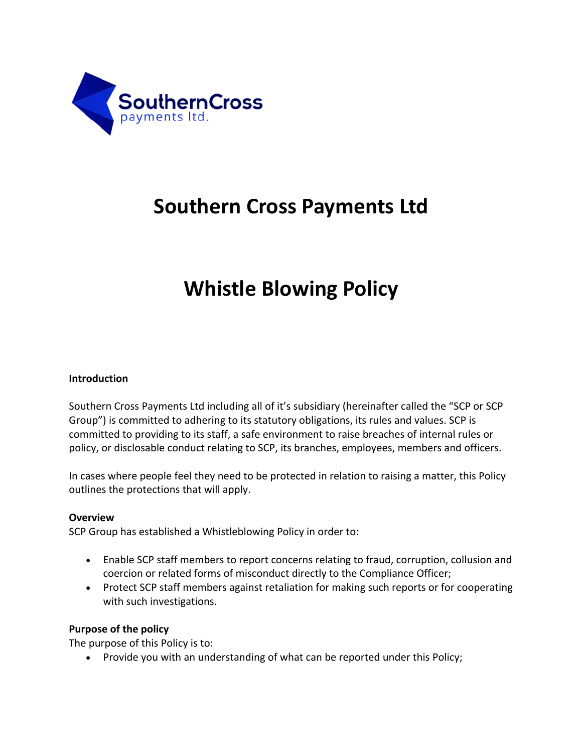# Southern Cross Payments Ltd

# Whistle Blowing Policy

**Introduction**

Southern Cross Payments Ltd including all of it's subsidiary (hereinafter called the "SCP or SCP Group") is committed to adhering to its statutory obligations, its rules and values. SCP is committed to providing to its staff, a safe environment to raise breaches of internal rules or policy, or disclosable conduct relating to SCP, its branches, employees, members and officers.

In cases where people feel they need to be protected in relation to raising a matter, this Policy outlines the protections that will apply.

**Overview**

SCP Group has established a Whistleblowing Policy in order to:

- Enable SCP staff members to report concerns relating to fraud, corruption, collusion and coercion or related forms of misconduct directly to the Compliance Officer;
- Protect SCP staff members against retaliation for making such reports or for cooperating with such investigations.

**Purpose of the policy**

The purpose of this Policy is to:

- Provide you with an understanding of what can be reported under this Policy;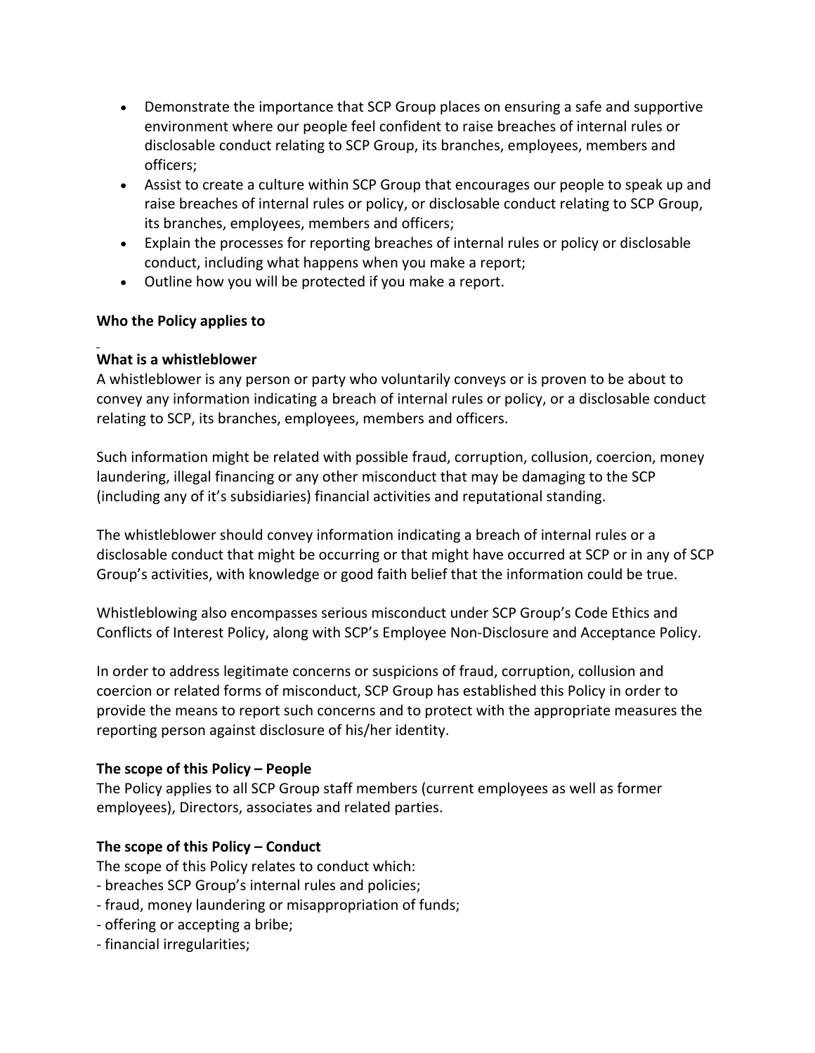- Demonstrate the importance that SCP Group places on ensuring a safe and supportive environment where our people feel confident to raise breaches of internal rules or disclosable conduct relating to SCP Group, its branches, employees, members and officers;
- Assist to create a culture within SCP Group that encourages our people to speak up and raise breaches of internal rules or policy, or disclosable conduct relating to SCP Group, its branches, employees, members and officers;
- Explain the processes for reporting breaches of internal rules or policy or disclosable conduct, including what happens when you make a report;
- Outline how you will be protected if you make a report.

**Who the Policy applies to**

**What is a whistleblower**

A whistleblower is any person or party who voluntarily conveys or is proven to be about to convey any information indicating a breach of internal rules or policy, or a disclosable conduct relating to SCP, its branches, employees, members and officers.

Such information might be related with possible fraud, corruption, collusion, coercion, money laundering, illegal financing or any other misconduct that may be damaging to the SCP (including any of it's subsidiaries) financial activities and reputational standing.

The whistleblower should convey information indicating a breach of internal rules or a disclosable conduct that might be occurring or that might have occurred at SCP or in any of SCP Group's activities, with knowledge or good faith belief that the information could be true.

Whistleblowing also encompasses serious misconduct under SCP Group's Code Ethics and Conflicts of Interest Policy, along with SCP's Employee Non-Disclosure and Acceptance Policy.

In order to address legitimate concerns or suspicions of fraud, corruption, collusion and coercion or related forms of misconduct, SCP Group has established this Policy in order to provide the means to report such concerns and to protect with the appropriate measures the reporting person against disclosure of his/her identity.

**The scope of this Policy – People**

The Policy applies to all SCP Group staff members (current employees as well as former employees), Directors, associates and related parties.

**The scope of this Policy – Conduct**

The scope of this Policy relates to conduct which:

- breaches SCP Group's internal rules and policies;
- fraud, money laundering or misappropriation of funds;
- offering or accepting a bribe;
- financial irregularities;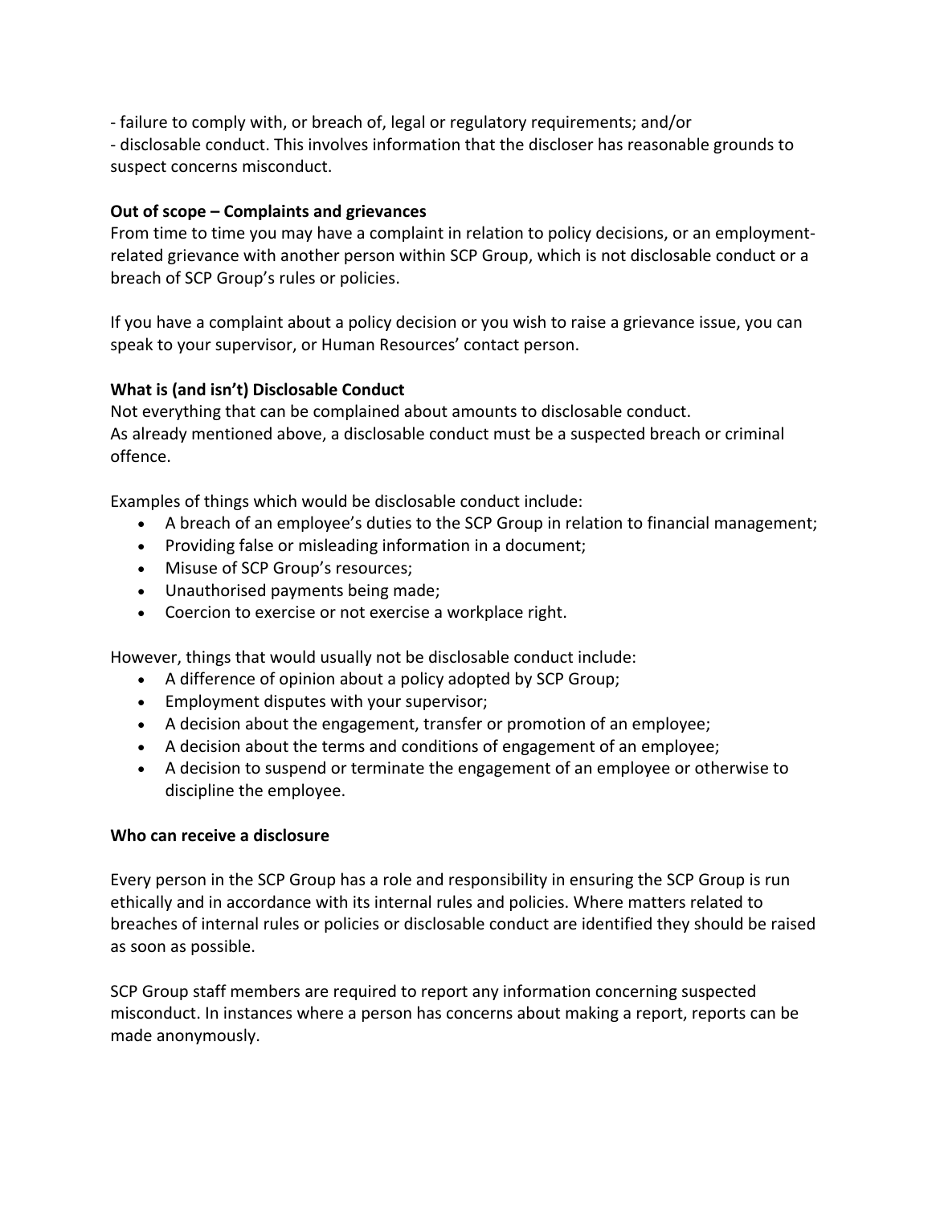- failure to comply with, or breach of, legal or regulatory requirements; and/or
- disclosable conduct. This involves information that the discloser has reasonable grounds to suspect concerns misconduct.

**Out of scope – Complaints and grievances**

From time to time you may have a complaint in relation to policy decisions, or an employment-related grievance with another person within SCP Group, which is not disclosable conduct or a breach of SCP Group's rules or policies.

If you have a complaint about a policy decision or you wish to raise a grievance issue, you can speak to your supervisor, or Human Resources' contact person.

**What is (and isn't) Disclosable Conduct**

Not everything that can be complained about amounts to disclosable conduct.
As already mentioned above, a disclosable conduct must be a suspected breach or criminal offence.

Examples of things which would be disclosable conduct include:

- A breach of an employee's duties to the SCP Group in relation to financial management;
- Providing false or misleading information in a document;
- Misuse of SCP Group's resources;
- Unauthorised payments being made;
- Coercion to exercise or not exercise a workplace right.

However, things that would usually not be disclosable conduct include:

- A difference of opinion about a policy adopted by SCP Group;
- Employment disputes with your supervisor;
- A decision about the engagement, transfer or promotion of an employee;
- A decision about the terms and conditions of engagement of an employee;
- A decision to suspend or terminate the engagement of an employee or otherwise to discipline the employee.

**Who can receive a disclosure**

Every person in the SCP Group has a role and responsibility in ensuring the SCP Group is run ethically and in accordance with its internal rules and policies. Where matters related to breaches of internal rules or policies or disclosable conduct are identified they should be raised as soon as possible.

SCP Group staff members are required to report any information concerning suspected misconduct. In instances where a person has concerns about making a report, reports can be made anonymously.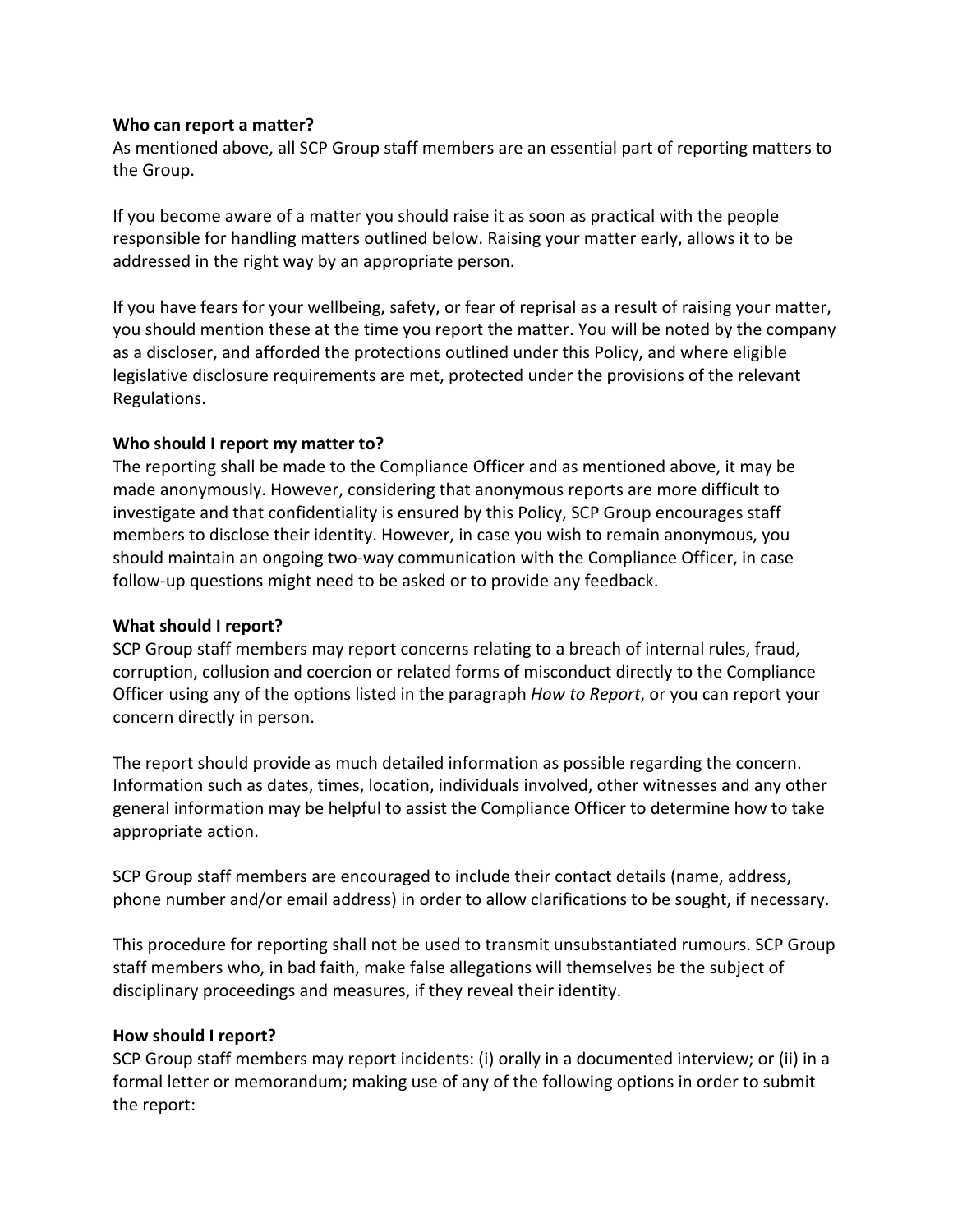**Who can report a matter?**

As mentioned above, all SCP Group staff members are an essential part of reporting matters to the Group.

If you become aware of a matter you should raise it as soon as practical with the people responsible for handling matters outlined below. Raising your matter early, allows it to be addressed in the right way by an appropriate person.

If you have fears for your wellbeing, safety, or fear of reprisal as a result of raising your matter, you should mention these at the time you report the matter. You will be noted by the company as a discloser, and afforded the protections outlined under this Policy, and where eligible legislative disclosure requirements are met, protected under the provisions of the relevant Regulations.

**Who should I report my matter to?**

The reporting shall be made to the Compliance Officer and as mentioned above, it may be made anonymously. However, considering that anonymous reports are more difficult to investigate and that confidentiality is ensured by this Policy, SCP Group encourages staff members to disclose their identity. However, in case you wish to remain anonymous, you should maintain an ongoing two-way communication with the Compliance Officer, in case follow-up questions might need to be asked or to provide any feedback.

**What should I report?**

SCP Group staff members may report concerns relating to a breach of internal rules, fraud, corruption, collusion and coercion or related forms of misconduct directly to the Compliance Officer using any of the options listed in the paragraph *How to Report*, or you can report your concern directly in person.

The report should provide as much detailed information as possible regarding the concern. Information such as dates, times, location, individuals involved, other witnesses and any other general information may be helpful to assist the Compliance Officer to determine how to take appropriate action.

SCP Group staff members are encouraged to include their contact details (name, address, phone number and/or email address) in order to allow clarifications to be sought, if necessary.

This procedure for reporting shall not be used to transmit unsubstantiated rumours. SCP Group staff members who, in bad faith, make false allegations will themselves be the subject of disciplinary proceedings and measures, if they reveal their identity.

**How should I report?**

SCP Group staff members may report incidents: (i) orally in a documented interview; or (ii) in a formal letter or memorandum; making use of any of the following options in order to submit the report: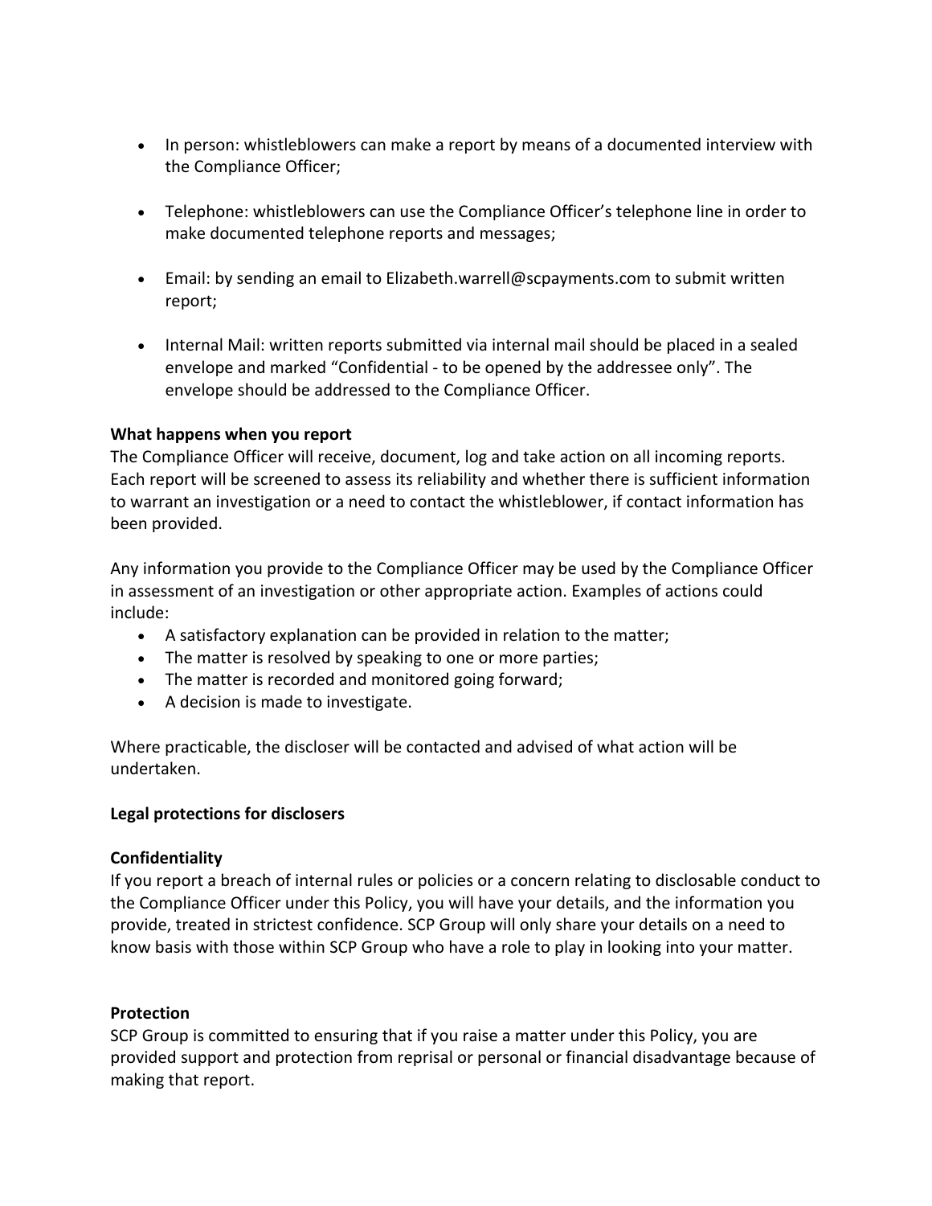- In person: whistleblowers can make a report by means of a documented interview with the Compliance Officer;

- Telephone: whistleblowers can use the Compliance Officer's telephone line in order to make documented telephone reports and messages;

- Email: by sending an email to Elizabeth.warrell@scpayments.com to submit written report;

- Internal Mail: written reports submitted via internal mail should be placed in a sealed envelope and marked "Confidential - to be opened by the addressee only". The envelope should be addressed to the Compliance Officer.

**What happens when you report**

The Compliance Officer will receive, document, log and take action on all incoming reports. Each report will be screened to assess its reliability and whether there is sufficient information to warrant an investigation or a need to contact the whistleblower, if contact information has been provided.

Any information you provide to the Compliance Officer may be used by the Compliance Officer in assessment of an investigation or other appropriate action. Examples of actions could include:

- A satisfactory explanation can be provided in relation to the matter;
- The matter is resolved by speaking to one or more parties;
- The matter is recorded and monitored going forward;
- A decision is made to investigate.

Where practicable, the discloser will be contacted and advised of what action will be undertaken.

**Legal protections for disclosers**

**Confidentiality**

If you report a breach of internal rules or policies or a concern relating to disclosable conduct to the Compliance Officer under this Policy, you will have your details, and the information you provide, treated in strictest confidence. SCP Group will only share your details on a need to know basis with those within SCP Group who have a role to play in looking into your matter.

**Protection**

SCP Group is committed to ensuring that if you raise a matter under this Policy, you are provided support and protection from reprisal or personal or financial disadvantage because of making that report.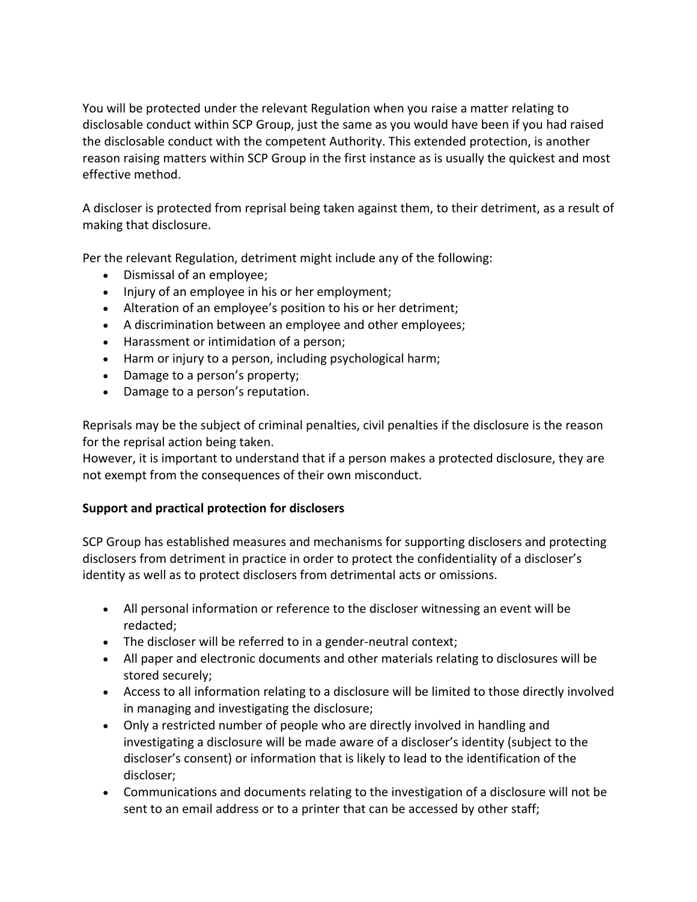You will be protected under the relevant Regulation when you raise a matter relating to disclosable conduct within SCP Group, just the same as you would have been if you had raised the disclosable conduct with the competent Authority. This extended protection, is another reason raising matters within SCP Group in the first instance as is usually the quickest and most effective method.

A discloser is protected from reprisal being taken against them, to their detriment, as a result of making that disclosure.

Per the relevant Regulation, detriment might include any of the following:

- Dismissal of an employee;
- Injury of an employee in his or her employment;
- Alteration of an employee's position to his or her detriment;
- A discrimination between an employee and other employees;
- Harassment or intimidation of a person;
- Harm or injury to a person, including psychological harm;
- Damage to a person's property;
- Damage to a person's reputation.

Reprisals may be the subject of criminal penalties, civil penalties if the disclosure is the reason for the reprisal action being taken.
However, it is important to understand that if a person makes a protected disclosure, they are not exempt from the consequences of their own misconduct.

**Support and practical protection for disclosers**

SCP Group has established measures and mechanisms for supporting disclosers and protecting disclosers from detriment in practice in order to protect the confidentiality of a discloser's identity as well as to protect disclosers from detrimental acts or omissions.

- All personal information or reference to the discloser witnessing an event will be redacted;
- The discloser will be referred to in a gender-neutral context;
- All paper and electronic documents and other materials relating to disclosures will be stored securely;
- Access to all information relating to a disclosure will be limited to those directly involved in managing and investigating the disclosure;
- Only a restricted number of people who are directly involved in handling and investigating a disclosure will be made aware of a discloser's identity (subject to the discloser's consent) or information that is likely to lead to the identification of the discloser;
- Communications and documents relating to the investigation of a disclosure will not be sent to an email address or to a printer that can be accessed by other staff;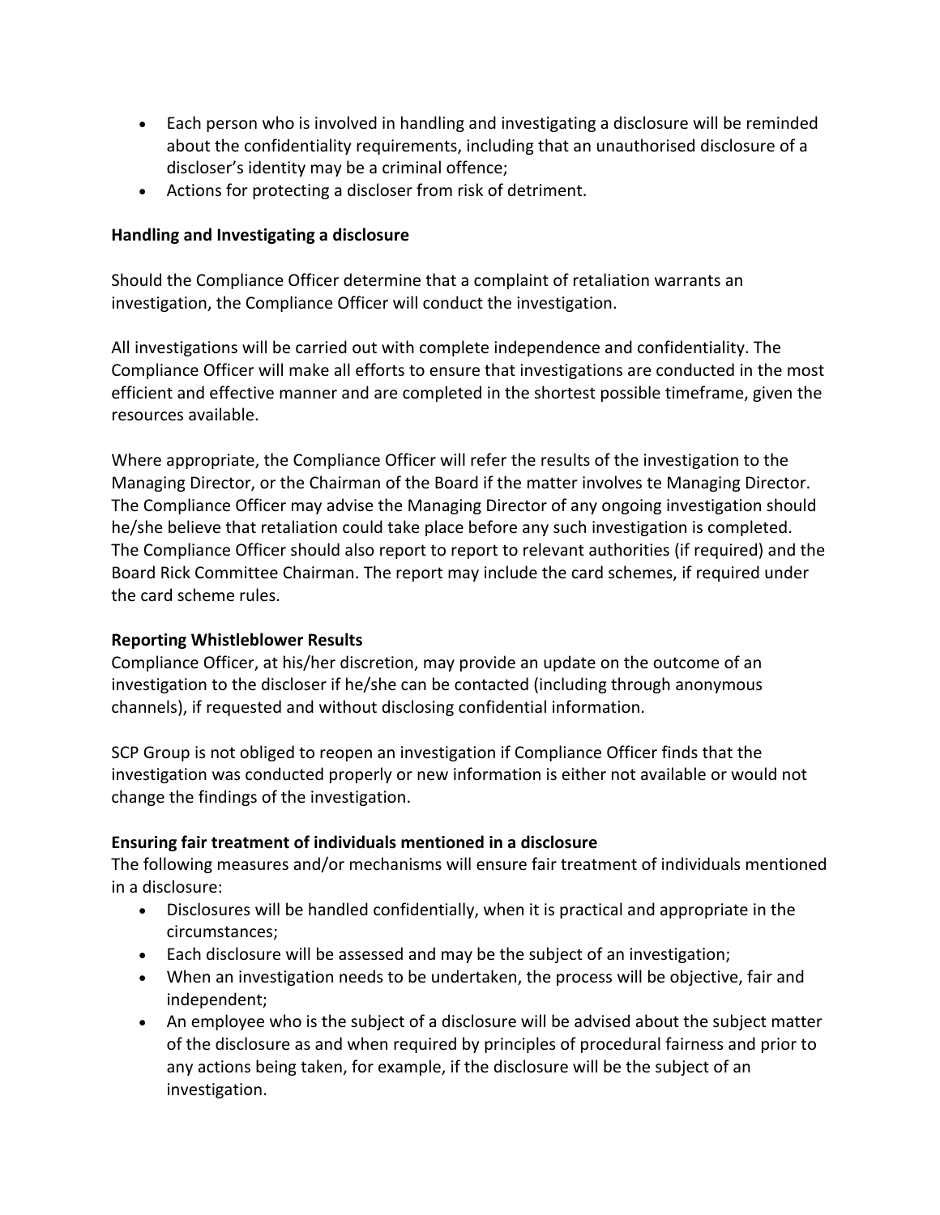- Each person who is involved in handling and investigating a disclosure will be reminded about the confidentiality requirements, including that an unauthorised disclosure of a discloser's identity may be a criminal offence;
- Actions for protecting a discloser from risk of detriment.

**Handling and Investigating a disclosure**

Should the Compliance Officer determine that a complaint of retaliation warrants an investigation, the Compliance Officer will conduct the investigation.

All investigations will be carried out with complete independence and confidentiality. The Compliance Officer will make all efforts to ensure that investigations are conducted in the most efficient and effective manner and are completed in the shortest possible timeframe, given the resources available.

Where appropriate, the Compliance Officer will refer the results of the investigation to the Managing Director, or the Chairman of the Board if the matter involves te Managing Director. The Compliance Officer may advise the Managing Director of any ongoing investigation should he/she believe that retaliation could take place before any such investigation is completed. The Compliance Officer should also report to report to relevant authorities (if required) and the Board Rick Committee Chairman. The report may include the card schemes, if required under the card scheme rules.

**Reporting Whistleblower Results**

Compliance Officer, at his/her discretion, may provide an update on the outcome of an investigation to the discloser if he/she can be contacted (including through anonymous channels), if requested and without disclosing confidential information.

SCP Group is not obliged to reopen an investigation if Compliance Officer finds that the investigation was conducted properly or new information is either not available or would not change the findings of the investigation.

**Ensuring fair treatment of individuals mentioned in a disclosure**

The following measures and/or mechanisms will ensure fair treatment of individuals mentioned in a disclosure:

- Disclosures will be handled confidentially, when it is practical and appropriate in the circumstances;
- Each disclosure will be assessed and may be the subject of an investigation;
- When an investigation needs to be undertaken, the process will be objective, fair and independent;
- An employee who is the subject of a disclosure will be advised about the subject matter of the disclosure as and when required by principles of procedural fairness and prior to any actions being taken, for example, if the disclosure will be the subject of an investigation.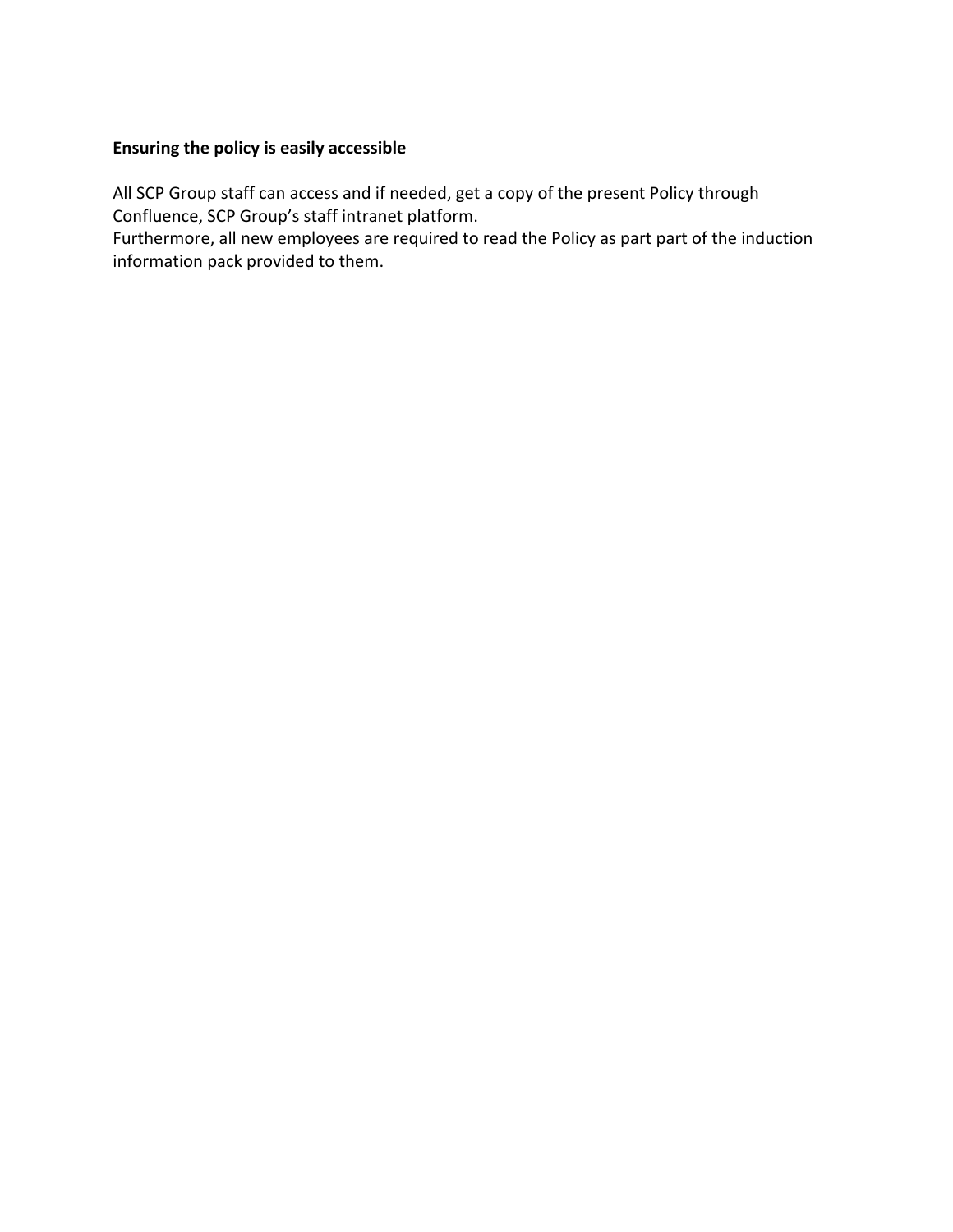**Ensuring the policy is easily accessible**

All SCP Group staff can access and if needed, get a copy of the present Policy through Confluence, SCP Group's staff intranet platform.
Furthermore, all new employees are required to read the Policy as part part of the induction information pack provided to them.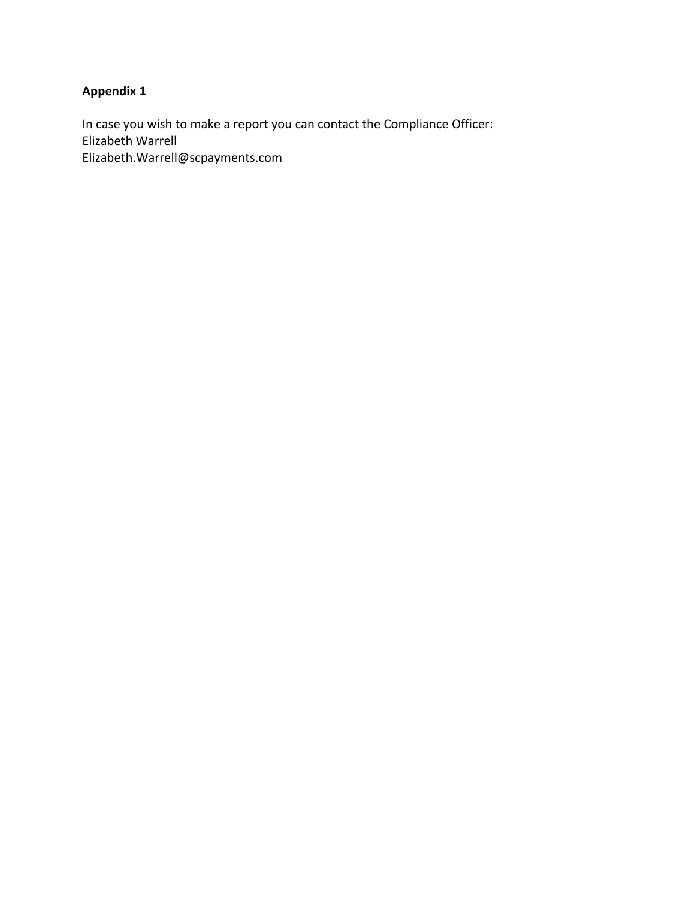**Appendix 1**

In case you wish to make a report you can contact the Compliance Officer:
Elizabeth Warrell
Elizabeth.Warrell@scpayments.com